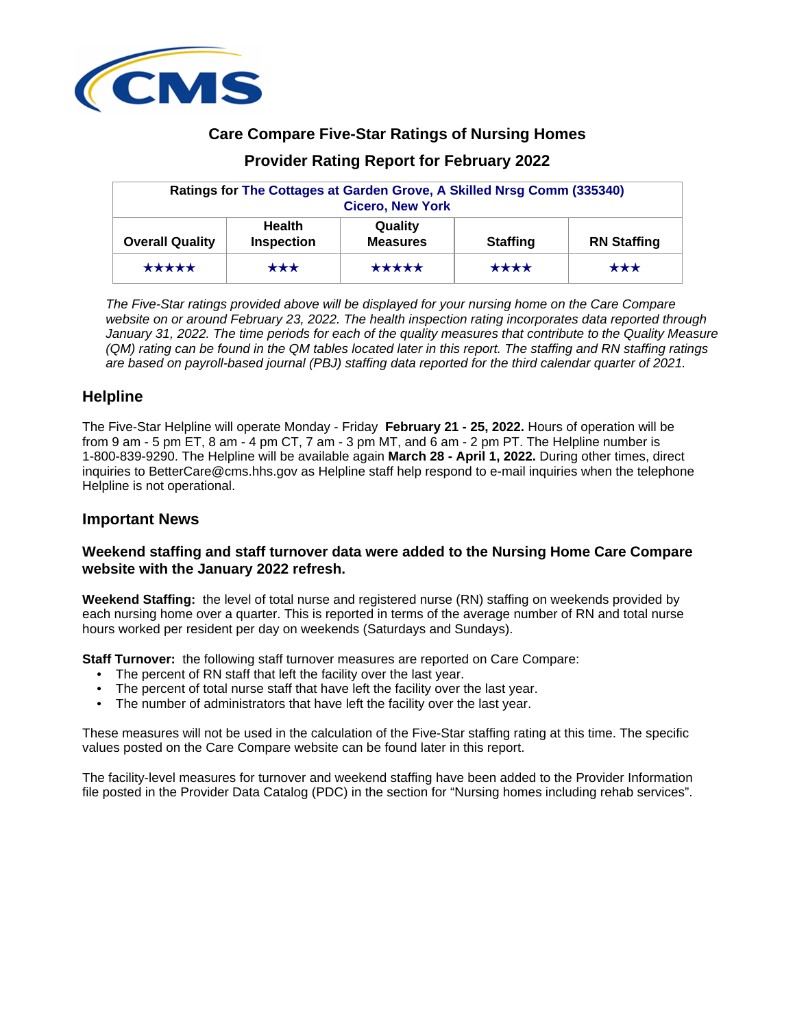# Care Compare Five-Star Ratings of Nursing Homes

## Provider Rating Report for February 2022

| Ratings for The Cottages at Garden Grove, A Skilled Nrsg Comm (335340) Cicero, New York | | | | |
|---|---|---|---|---|
| Overall Quality | Health Inspection | Quality Measures | Staffing | RN Staffing |
| ★★★★★ | ★★★ | ★★★★★ | ★★★★ | ★★★ |

*The Five-Star ratings provided above will be displayed for your nursing home on the Care Compare website on or around February 23, 2022. The health inspection rating incorporates data reported through January 31, 2022. The time periods for each of the quality measures that contribute to the Quality Measure (QM) rating can be found in the QM tables located later in this report. The staffing and RN staffing ratings are based on payroll-based journal (PBJ) staffing data reported for the third calendar quarter of 2021.*

## Helpline

The Five-Star Helpline will operate Monday - Friday **February 21 - 25, 2022.** Hours of operation will be from 9 am - 5 pm ET, 8 am - 4 pm CT, 7 am - 3 pm MT, and 6 am - 2 pm PT. The Helpline number is 1-800-839-9290. The Helpline will be available again **March 28 - April 1, 2022.** During other times, direct inquiries to BetterCare@cms.hhs.gov as Helpline staff help respond to e-mail inquiries when the telephone Helpline is not operational.

## Important News

### Weekend staffing and staff turnover data were added to the Nursing Home Care Compare website with the January 2022 refresh.

**Weekend Staffing:** the level of total nurse and registered nurse (RN) staffing on weekends provided by each nursing home over a quarter. This is reported in terms of the average number of RN and total nurse hours worked per resident per day on weekends (Saturdays and Sundays).

**Staff Turnover:** the following staff turnover measures are reported on Care Compare:

- The percent of RN staff that left the facility over the last year.
- The percent of total nurse staff that have left the facility over the last year.
- The number of administrators that have left the facility over the last year.

These measures will not be used in the calculation of the Five-Star staffing rating at this time. The specific values posted on the Care Compare website can be found later in this report.

The facility-level measures for turnover and weekend staffing have been added to the Provider Information file posted in the Provider Data Catalog (PDC) in the section for "Nursing homes including rehab services".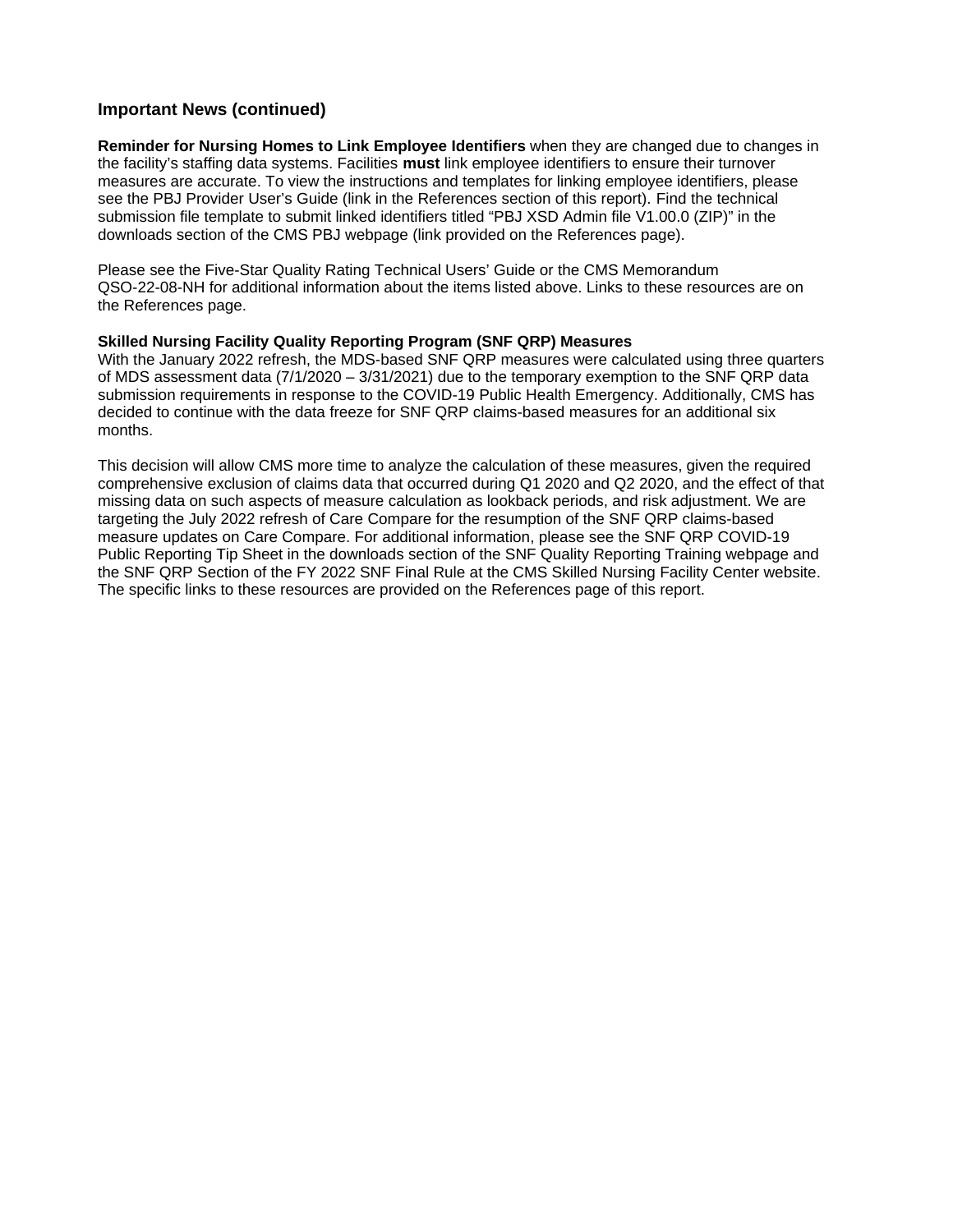## Important News (continued)

**Reminder for Nursing Homes to Link Employee Identifiers** when they are changed due to changes in the facility's staffing data systems. Facilities **must** link employee identifiers to ensure their turnover measures are accurate. To view the instructions and templates for linking employee identifiers, please see the PBJ Provider User's Guide (link in the References section of this report). Find the technical submission file template to submit linked identifiers titled "PBJ XSD Admin file V1.00.0 (ZIP)" in the downloads section of the CMS PBJ webpage (link provided on the References page).

Please see the Five-Star Quality Rating Technical Users' Guide or the CMS Memorandum QSO-22-08-NH for additional information about the items listed above. Links to these resources are on the References page.

**Skilled Nursing Facility Quality Reporting Program (SNF QRP) Measures**

With the January 2022 refresh, the MDS-based SNF QRP measures were calculated using three quarters of MDS assessment data (7/1/2020 – 3/31/2021) due to the temporary exemption to the SNF QRP data submission requirements in response to the COVID-19 Public Health Emergency. Additionally, CMS has decided to continue with the data freeze for SNF QRP claims-based measures for an additional six months.

This decision will allow CMS more time to analyze the calculation of these measures, given the required comprehensive exclusion of claims data that occurred during Q1 2020 and Q2 2020, and the effect of that missing data on such aspects of measure calculation as lookback periods, and risk adjustment. We are targeting the July 2022 refresh of Care Compare for the resumption of the SNF QRP claims-based measure updates on Care Compare. For additional information, please see the SNF QRP COVID-19 Public Reporting Tip Sheet in the downloads section of the SNF Quality Reporting Training webpage and the SNF QRP Section of the FY 2022 SNF Final Rule at the CMS Skilled Nursing Facility Center website. The specific links to these resources are provided on the References page of this report.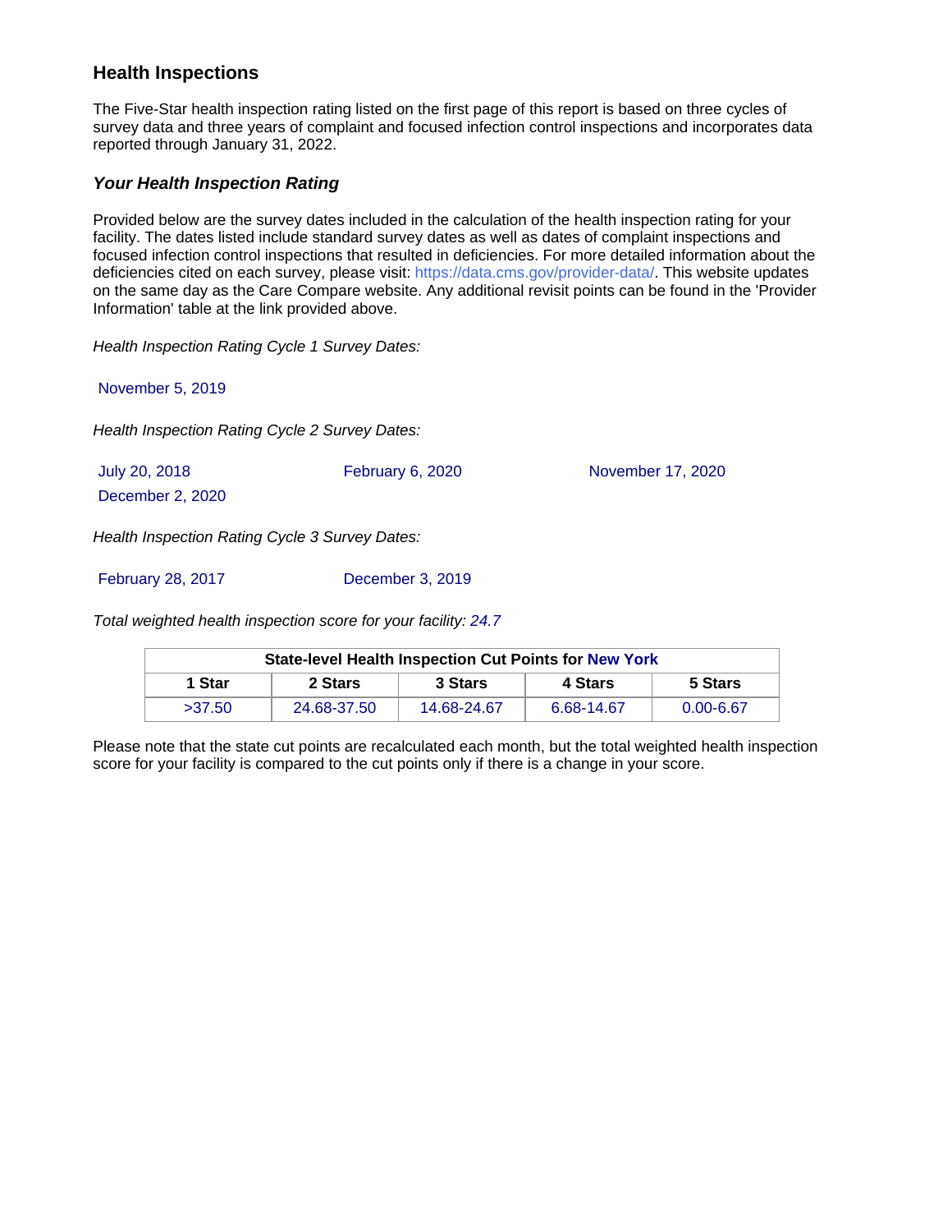## Health Inspections

The Five-Star health inspection rating listed on the first page of this report is based on three cycles of survey data and three years of complaint and focused infection control inspections and incorporates data reported through January 31, 2022.

### *Your Health Inspection Rating*

Provided below are the survey dates included in the calculation of the health inspection rating for your facility. The dates listed include standard survey dates as well as dates of complaint inspections and focused infection control inspections that resulted in deficiencies. For more detailed information about the deficiencies cited on each survey, please visit: https://data.cms.gov/provider-data/. This website updates on the same day as the Care Compare website. Any additional revisit points can be found in the 'Provider Information' table at the link provided above.

*Health Inspection Rating Cycle 1 Survey Dates:*

November 5, 2019

*Health Inspection Rating Cycle 2 Survey Dates:*

July 20, 2018
February 6, 2020
November 17, 2020
December 2, 2020

*Health Inspection Rating Cycle 3 Survey Dates:*

February 28, 2017
December 3, 2019

*Total weighted health inspection score for your facility: 24.7*

| State-level Health Inspection Cut Points for New York | | | | |
|---|---|---|---|---|
| **1 Star** | **2 Stars** | **3 Stars** | **4 Stars** | **5 Stars** |
| >37.50 | 24.68-37.50 | 14.68-24.67 | 6.68-14.67 | 0.00-6.67 |

Please note that the state cut points are recalculated each month, but the total weighted health inspection score for your facility is compared to the cut points only if there is a change in your score.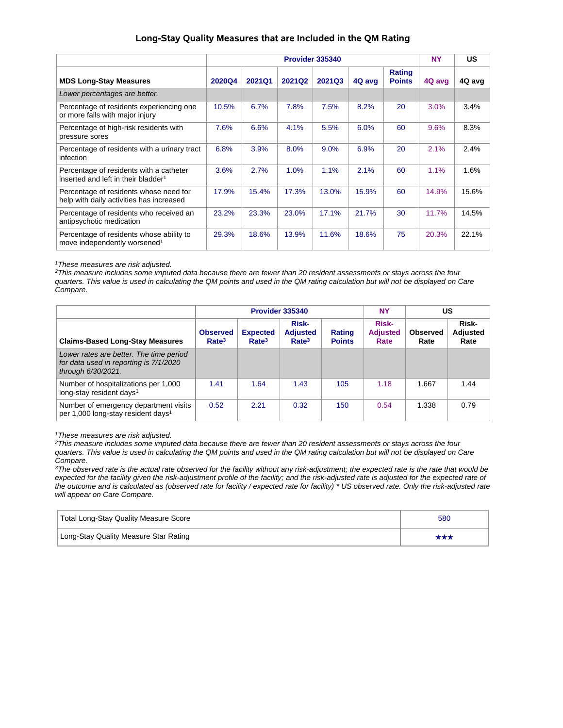## Long-Stay Quality Measures that are Included in the QM Rating

| | Provider 335340 | | | | | | NY | US |
|---|---|---|---|---|---|---|---|---|
| **MDS Long-Stay Measures** | **2020Q4** | **2021Q1** | **2021Q2** | **2021Q3** | **4Q avg** | **Rating Points** | **4Q avg** | **4Q avg** |
| *Lower percentages are better.* | | | | | | | | |
| Percentage of residents experiencing one or more falls with major injury | 10.5% | 6.7% | 7.8% | 7.5% | 8.2% | 20 | 3.0% | 3.4% |
| Percentage of high-risk residents with pressure sores | 7.6% | 6.6% | 4.1% | 5.5% | 6.0% | 60 | 9.6% | 8.3% |
| Percentage of residents with a urinary tract infection | 6.8% | 3.9% | 8.0% | 9.0% | 6.9% | 20 | 2.1% | 2.4% |
| Percentage of residents with a catheter inserted and left in their bladder[1] | 3.6% | 2.7% | 1.0% | 1.1% | 2.1% | 60 | 1.1% | 1.6% |
| Percentage of residents whose need for help with daily activities has increased | 17.9% | 15.4% | 17.3% | 13.0% | 15.9% | 60 | 14.9% | 15.6% |
| Percentage of residents who received an antipsychotic medication | 23.2% | 23.3% | 23.0% | 17.1% | 21.7% | 30 | 11.7% | 14.5% |
| Percentage of residents whose ability to move independently worsened[1] | 29.3% | 18.6% | 13.9% | 11.6% | 18.6% | 75 | 20.3% | 22.1% |

*[1]These measures are risk adjusted.*
*[2]This measure includes some imputed data because there are fewer than 20 resident assessments or stays across the four quarters. This value is used in calculating the QM points and used in the QM rating calculation but will not be displayed on Care Compare.*

| | Provider 335340 | | | | NY | US | |
|---|---|---|---|---|---|---|---|
| **Claims-Based Long-Stay Measures** | **Observed Rate[3]** | **Expected Rate[3]** | **Risk-Adjusted Rate[3]** | **Rating Points** | **Risk-Adjusted Rate** | **Observed Rate** | **Risk-Adjusted Rate** |
| *Lower rates are better. The time period for data used in reporting is 7/1/2020 through 6/30/2021.* | | | | | | | |
| Number of hospitalizations per 1,000 long-stay resident days[1] | 1.41 | 1.64 | 1.43 | 105 | 1.18 | 1.667 | 1.44 |
| Number of emergency department visits per 1,000 long-stay resident days[1] | 0.52 | 2.21 | 0.32 | 150 | 0.54 | 1.338 | 0.79 |

*[1]These measures are risk adjusted.*
*[2]This measure includes some imputed data because there are fewer than 20 resident assessments or stays across the four quarters. This value is used in calculating the QM points and used in the QM rating calculation but will not be displayed on Care Compare.*
*[3]The observed rate is the actual rate observed for the facility without any risk-adjustment; the expected rate is the rate that would be expected for the facility given the risk-adjustment profile of the facility; and the risk-adjusted rate is adjusted for the expected rate of the outcome and is calculated as (observed rate for facility / expected rate for facility) * US observed rate. Only the risk-adjusted rate will appear on Care Compare.*

| | |
|---|---|
| Total Long-Stay Quality Measure Score | 580 |
| Long-Stay Quality Measure Star Rating | ★★★ |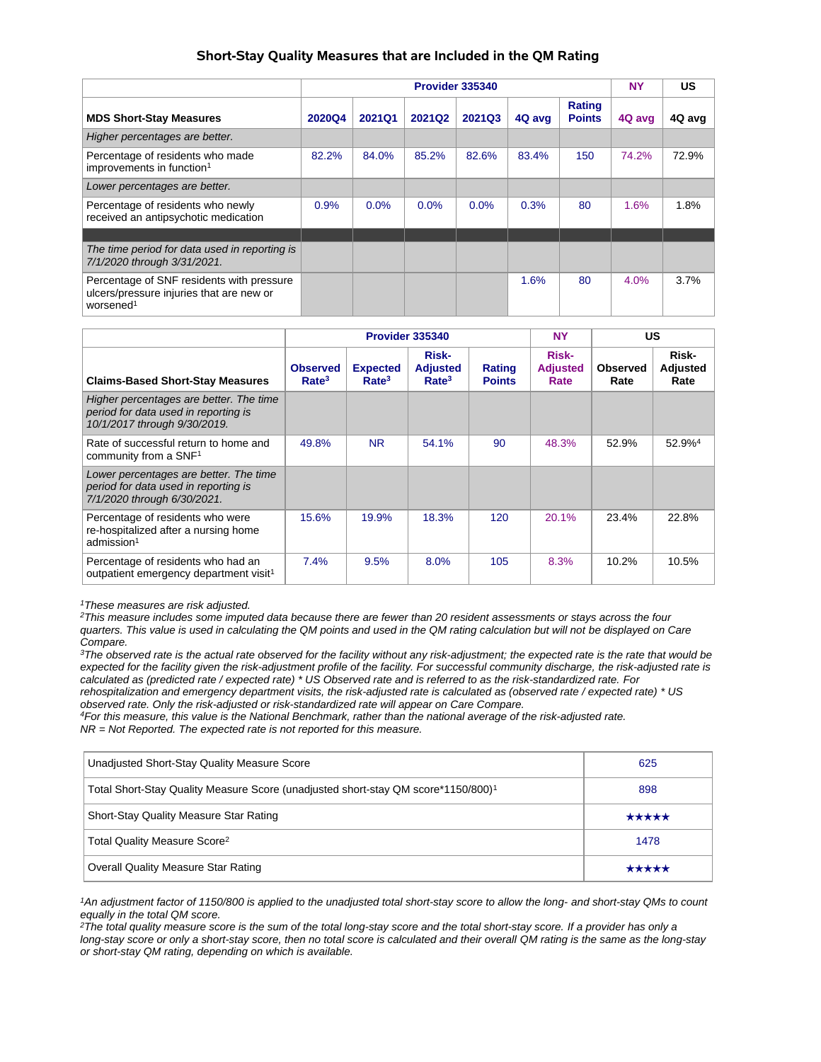## Short-Stay Quality Measures that are Included in the QM Rating

| | Provider 335340 | | | | | | NY | US |
|---|---|---|---|---|---|---|---|---|
| **MDS Short-Stay Measures** | **2020Q4** | **2021Q1** | **2021Q2** | **2021Q3** | **4Q avg** | **Rating Points** | **4Q avg** | **4Q avg** |
| *Higher percentages are better.* | | | | | | | | |
| Percentage of residents who made improvements in function[1] | 82.2% | 84.0% | 85.2% | 82.6% | 83.4% | 150 | 74.2% | 72.9% |
| *Lower percentages are better.* | | | | | | | | |
| Percentage of residents who newly received an antipsychotic medication | 0.9% | 0.0% | 0.0% | 0.0% | 0.3% | 80 | 1.6% | 1.8% |
| | | | | | | | | |
| *The time period for data used in reporting is 7/1/2020 through 3/31/2021.* | | | | | | | | |
| Percentage of SNF residents with pressure ulcers/pressure injuries that are new or worsened[1] | | | | | 1.6% | 80 | 4.0% | 3.7% |

| | Provider 335340 | | | | NY | US | |
|---|---|---|---|---|---|---|---|
| **Claims-Based Short-Stay Measures** | **Observed Rate[3]** | **Expected Rate[3]** | **Risk-Adjusted Rate[3]** | **Rating Points** | **Risk-Adjusted Rate** | **Observed Rate** | **Risk-Adjusted Rate** |
| *Higher percentages are better. The time period for data used in reporting is 10/1/2017 through 9/30/2019.* | | | | | | | |
| Rate of successful return to home and community from a SNF[1] | 49.8% | NR | 54.1% | 90 | 48.3% | 52.9% | 52.9%[4] |
| *Lower percentages are better. The time period for data used in reporting is 7/1/2020 through 6/30/2021.* | | | | | | | |
| Percentage of residents who were re-hospitalized after a nursing home admission[1] | 15.6% | 19.9% | 18.3% | 120 | 20.1% | 23.4% | 22.8% |
| Percentage of residents who had an outpatient emergency department visit[1] | 7.4% | 9.5% | 8.0% | 105 | 8.3% | 10.2% | 10.5% |

*[1]These measures are risk adjusted.*
*[2]This measure includes some imputed data because there are fewer than 20 resident assessments or stays across the four quarters. This value is used in calculating the QM points and used in the QM rating calculation but will not be displayed on Care Compare.*
*[3]The observed rate is the actual rate observed for the facility without any risk-adjustment; the expected rate is the rate that would be expected for the facility given the risk-adjustment profile of the facility. For successful community discharge, the risk-adjusted rate is calculated as (predicted rate / expected rate) * US Observed rate and is referred to as the risk-standardized rate. For rehospitalization and emergency department visits, the risk-adjusted rate is calculated as (observed rate / expected rate) * US observed rate. Only the risk-adjusted or risk-standardized rate will appear on Care Compare.*
*[4]For this measure, this value is the National Benchmark, rather than the national average of the risk-adjusted rate.*
*NR = Not Reported. The expected rate is not reported for this measure.*

| | |
|---|---|
| Unadjusted Short-Stay Quality Measure Score | 625 |
| Total Short-Stay Quality Measure Score (unadjusted short-stay QM score*1150/800)[1] | 898 |
| Short-Stay Quality Measure Star Rating | ★★★★★ |
| Total Quality Measure Score[2] | 1478 |
| Overall Quality Measure Star Rating | ★★★★★ |

*[1]An adjustment factor of 1150/800 is applied to the unadjusted total short-stay score to allow the long- and short-stay QMs to count equally in the total QM score.*
*[2]The total quality measure score is the sum of the total long-stay score and the total short-stay score. If a provider has only a long-stay score or only a short-stay score, then no total score is calculated and their overall QM rating is the same as the long-stay or short-stay QM rating, depending on which is available.*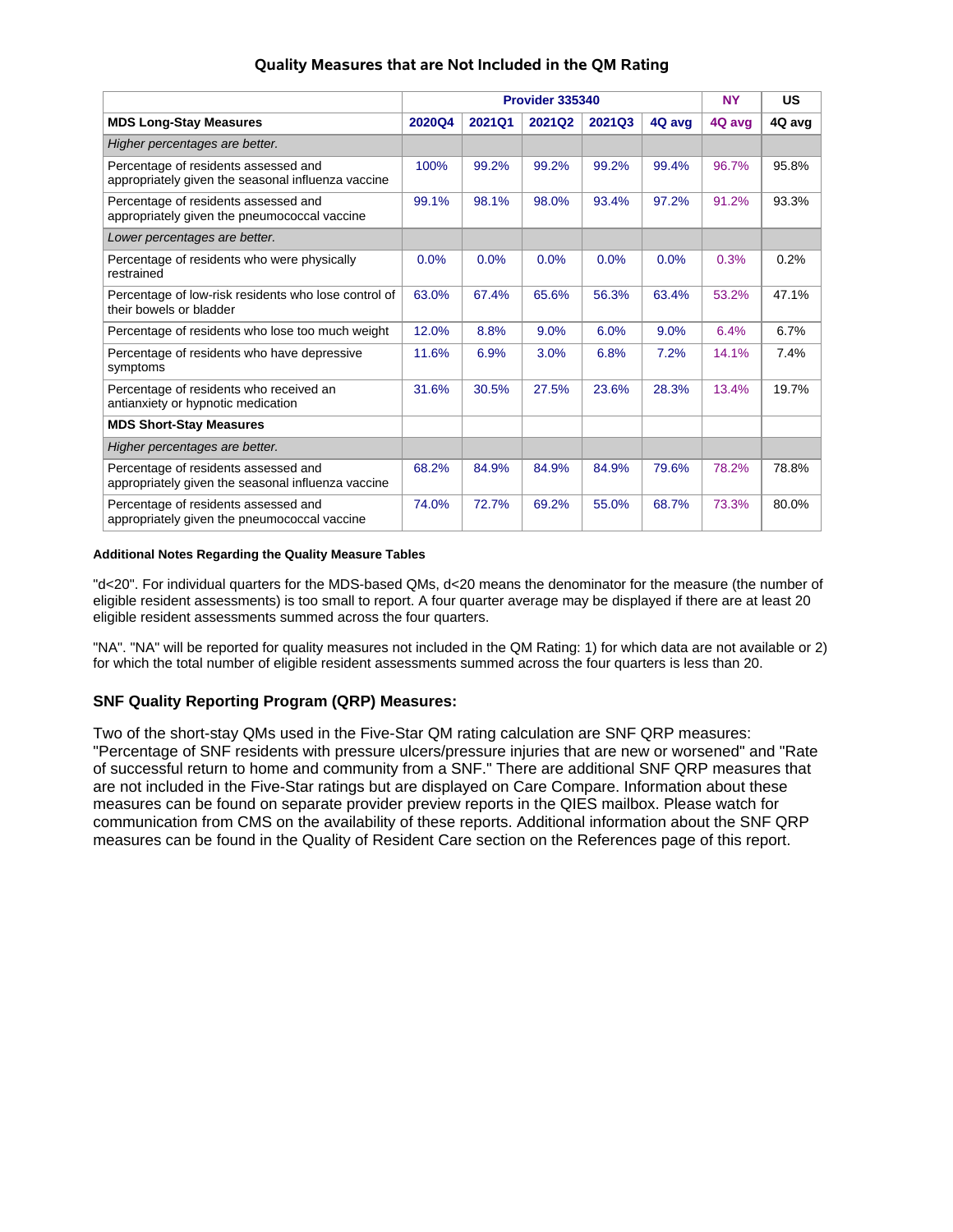### Quality Measures that are Not Included in the QM Rating

| | Provider 335340 | | | | | NY | US |
|---|---|---|---|---|---|---|---|
| **MDS Long-Stay Measures** | **2020Q4** | **2021Q1** | **2021Q2** | **2021Q3** | **4Q avg** | **4Q avg** | **4Q avg** |
| *Higher percentages are better.* | | | | | | | |
| Percentage of residents assessed and appropriately given the seasonal influenza vaccine | 100% | 99.2% | 99.2% | 99.2% | 99.4% | 96.7% | 95.8% |
| Percentage of residents assessed and appropriately given the pneumococcal vaccine | 99.1% | 98.1% | 98.0% | 93.4% | 97.2% | 91.2% | 93.3% |
| *Lower percentages are better.* | | | | | | | |
| Percentage of residents who were physically restrained | 0.0% | 0.0% | 0.0% | 0.0% | 0.0% | 0.3% | 0.2% |
| Percentage of low-risk residents who lose control of their bowels or bladder | 63.0% | 67.4% | 65.6% | 56.3% | 63.4% | 53.2% | 47.1% |
| Percentage of residents who lose too much weight | 12.0% | 8.8% | 9.0% | 6.0% | 9.0% | 6.4% | 6.7% |
| Percentage of residents who have depressive symptoms | 11.6% | 6.9% | 3.0% | 6.8% | 7.2% | 14.1% | 7.4% |
| Percentage of residents who received an antianxiety or hypnotic medication | 31.6% | 30.5% | 27.5% | 23.6% | 28.3% | 13.4% | 19.7% |
| **MDS Short-Stay Measures** | | | | | | | |
| *Higher percentages are better.* | | | | | | | |
| Percentage of residents assessed and appropriately given the seasonal influenza vaccine | 68.2% | 84.9% | 84.9% | 84.9% | 79.6% | 78.2% | 78.8% |
| Percentage of residents assessed and appropriately given the pneumococcal vaccine | 74.0% | 72.7% | 69.2% | 55.0% | 68.7% | 73.3% | 80.0% |

**Additional Notes Regarding the Quality Measure Tables**

"d<20". For individual quarters for the MDS-based QMs, d<20 means the denominator for the measure (the number of eligible resident assessments) is too small to report. A four quarter average may be displayed if there are at least 20 eligible resident assessments summed across the four quarters.

"NA". "NA" will be reported for quality measures not included in the QM Rating: 1) for which data are not available or 2) for which the total number of eligible resident assessments summed across the four quarters is less than 20.

### SNF Quality Reporting Program (QRP) Measures:

Two of the short-stay QMs used in the Five-Star QM rating calculation are SNF QRP measures: "Percentage of SNF residents with pressure ulcers/pressure injuries that are new or worsened" and "Rate of successful return to home and community from a SNF." There are additional SNF QRP measures that are not included in the Five-Star ratings but are displayed on Care Compare. Information about these measures can be found on separate provider preview reports in the QIES mailbox. Please watch for communication from CMS on the availability of these reports. Additional information about the SNF QRP measures can be found in the Quality of Resident Care section on the References page of this report.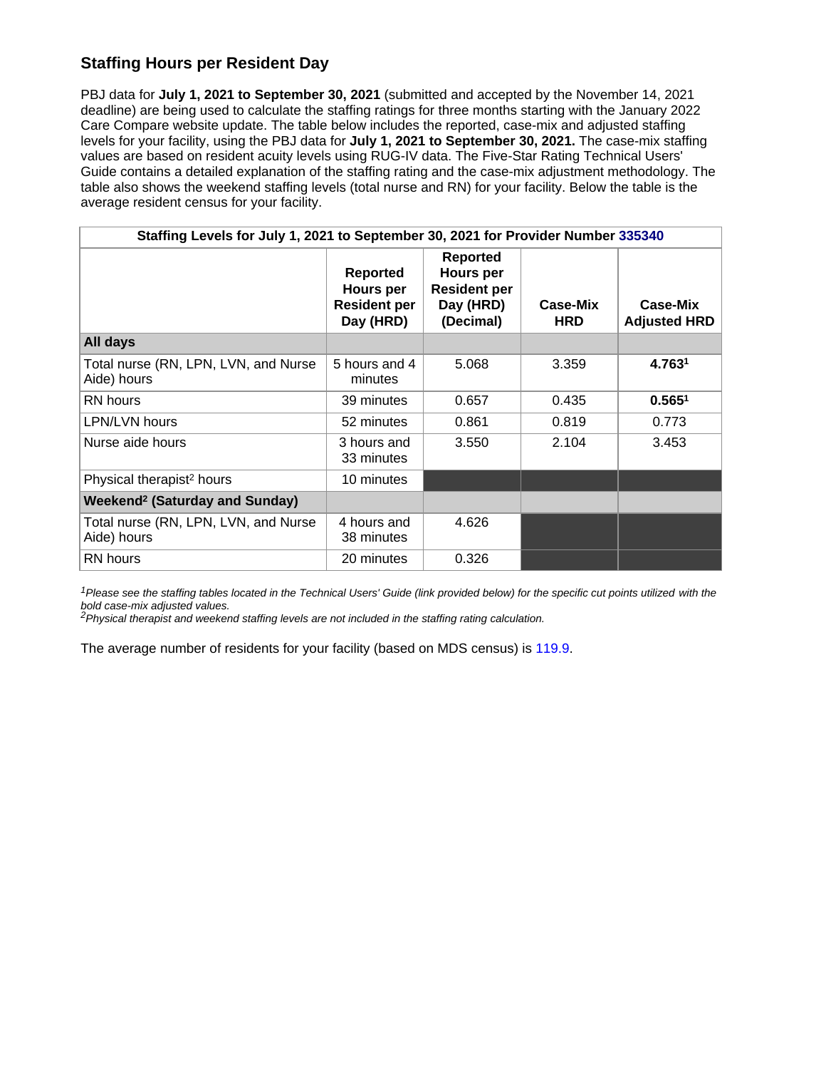## Staffing Hours per Resident Day

PBJ data for **July 1, 2021 to September 30, 2021** (submitted and accepted by the November 14, 2021 deadline) are being used to calculate the staffing ratings for three months starting with the January 2022 Care Compare website update. The table below includes the reported, case-mix and adjusted staffing levels for your facility, using the PBJ data for **July 1, 2021 to September 30, 2021.** The case-mix staffing values are based on resident acuity levels using RUG-IV data. The Five-Star Rating Technical Users' Guide contains a detailed explanation of the staffing rating and the case-mix adjustment methodology. The table also shows the weekend staffing levels (total nurse and RN) for your facility. Below the table is the average resident census for your facility.

**Staffing Levels for July 1, 2021 to September 30, 2021 for Provider Number 335340**

| | Reported Hours per Resident per Day (HRD) | Reported Hours per Resident per Day (HRD) (Decimal) | Case-Mix HRD | Case-Mix Adjusted HRD |
|---|---|---|---|---|
| **All days** | | | | |
| Total nurse (RN, LPN, LVN, and Nurse Aide) hours | 5 hours and 4 minutes | 5.068 | 3.359 | **4.763**[1] |
| RN hours | 39 minutes | 0.657 | 0.435 | **0.565**[1] |
| LPN/LVN hours | 52 minutes | 0.861 | 0.819 | 0.773 |
| Nurse aide hours | 3 hours and 33 minutes | 3.550 | 2.104 | 3.453 |
| Physical therapist[2] hours | 10 minutes | | | |
| **Weekend[2] (Saturday and Sunday)** | | | | |
| Total nurse (RN, LPN, LVN, and Nurse Aide) hours | 4 hours and 38 minutes | 4.626 | | |
| RN hours | 20 minutes | 0.326 | | |

*[1]Please see the staffing tables located in the Technical Users' Guide (link provided below) for the specific cut points utilized with the bold case-mix adjusted values.*
*[2]Physical therapist and weekend staffing levels are not included in the staffing rating calculation.*

The average number of residents for your facility (based on MDS census) is 119.9.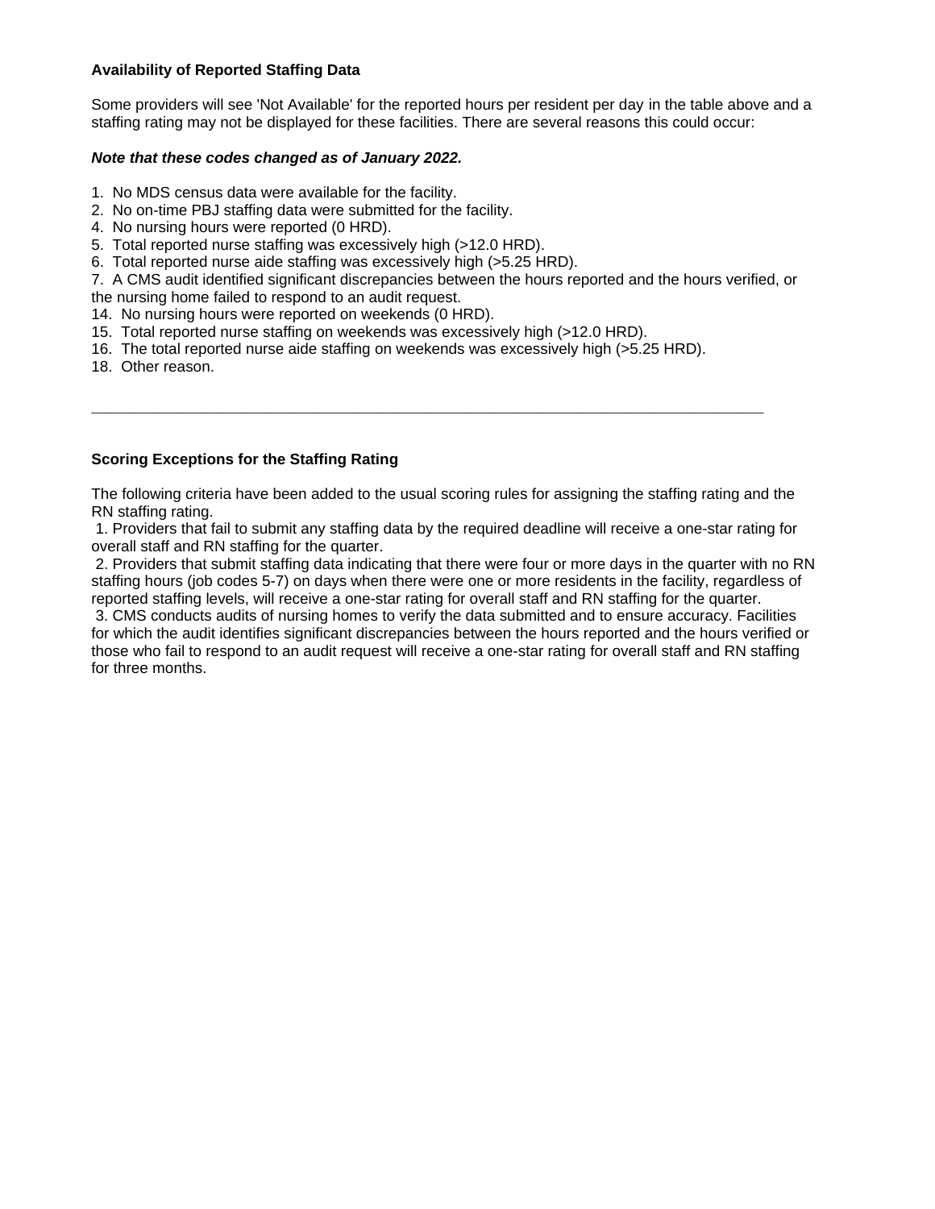**Availability of Reported Staffing Data**

Some providers will see 'Not Available' for the reported hours per resident per day in the table above and a staffing rating may not be displayed for these facilities. There are several reasons this could occur:

***Note that these codes changed as of January 2022.***

1. No MDS census data were available for the facility.
2. No on-time PBJ staffing data were submitted for the facility.
4. No nursing hours were reported (0 HRD).
5. Total reported nurse staffing was excessively high (>12.0 HRD).
6. Total reported nurse aide staffing was excessively high (>5.25 HRD).
7. A CMS audit identified significant discrepancies between the hours reported and the hours verified, or the nursing home failed to respond to an audit request.
14. No nursing hours were reported on weekends (0 HRD).
15. Total reported nurse staffing on weekends was excessively high (>12.0 HRD).
16. The total reported nurse aide staffing on weekends was excessively high (>5.25 HRD).
18. Other reason.

---

**Scoring Exceptions for the Staffing Rating**

The following criteria have been added to the usual scoring rules for assigning the staffing rating and the RN staffing rating.

1. Providers that fail to submit any staffing data by the required deadline will receive a one-star rating for overall staff and RN staffing for the quarter.
2. Providers that submit staffing data indicating that there were four or more days in the quarter with no RN staffing hours (job codes 5-7) on days when there were one or more residents in the facility, regardless of reported staffing levels, will receive a one-star rating for overall staff and RN staffing for the quarter.
3. CMS conducts audits of nursing homes to verify the data submitted and to ensure accuracy. Facilities for which the audit identifies significant discrepancies between the hours reported and the hours verified or those who fail to respond to an audit request will receive a one-star rating for overall staff and RN staffing for three months.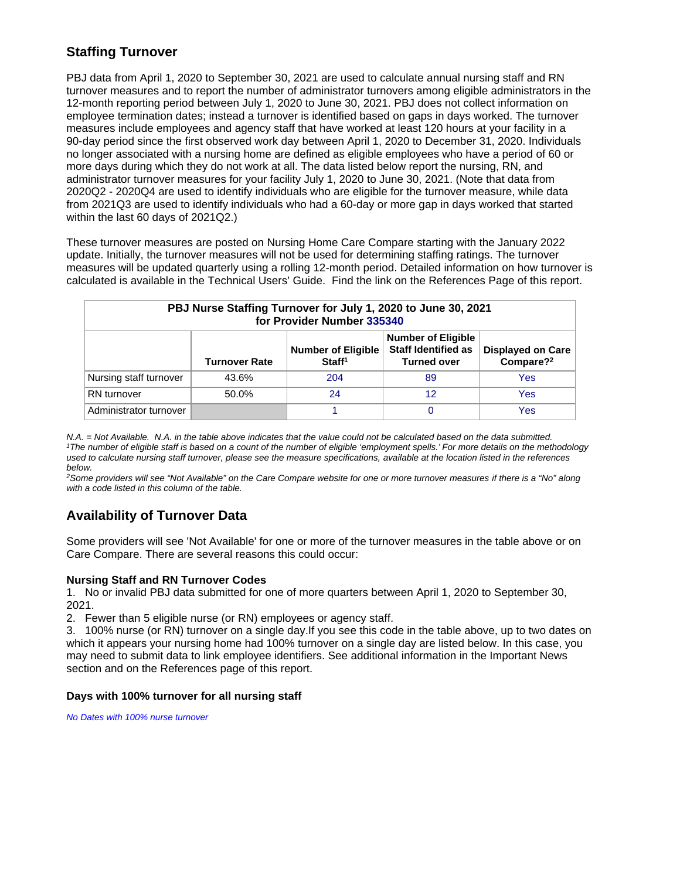## Staffing Turnover

PBJ data from April 1, 2020 to September 30, 2021 are used to calculate annual nursing staff and RN turnover measures and to report the number of administrator turnovers among eligible administrators in the 12-month reporting period between July 1, 2020 to June 30, 2021. PBJ does not collect information on employee termination dates; instead a turnover is identified based on gaps in days worked. The turnover measures include employees and agency staff that have worked at least 120 hours at your facility in a 90-day period since the first observed work day between April 1, 2020 to December 31, 2020. Individuals no longer associated with a nursing home are defined as eligible employees who have a period of 60 or more days during which they do not work at all. The data listed below report the nursing, RN, and administrator turnover measures for your facility July 1, 2020 to June 30, 2021. (Note that data from 2020Q2 - 2020Q4 are used to identify individuals who are eligible for the turnover measure, while data from 2021Q3 are used to identify individuals who had a 60-day or more gap in days worked that started within the last 60 days of 2021Q2.)

These turnover measures are posted on Nursing Home Care Compare starting with the January 2022 update. Initially, the turnover measures will not be used for determining staffing ratings. The turnover measures will be updated quarterly using a rolling 12-month period. Detailed information on how turnover is calculated is available in the Technical Users' Guide. Find the link on the References Page of this report.

**PBJ Nurse Staffing Turnover for July 1, 2020 to June 30, 2021 for Provider Number 335340**

| | Turnover Rate | Number of Eligible Staff[1] | Number of Eligible Staff Identified as Turned over | Displayed on Care Compare?[2] |
|---|---|---|---|---|
| Nursing staff turnover | 43.6% | 204 | 89 | Yes |
| RN turnover | 50.0% | 24 | 12 | Yes |
| Administrator turnover | | 1 | 0 | Yes |

*N.A. = Not Available. N.A. in the table above indicates that the value could not be calculated based on the data submitted.*
*[1]The number of eligible staff is based on a count of the number of eligible 'employment spells.' For more details on the methodology used to calculate nursing staff turnover, please see the measure specifications, available at the location listed in the references below.*
*[2]Some providers will see "Not Available" on the Care Compare website for one or more turnover measures if there is a "No" along with a code listed in this column of the table.*

## Availability of Turnover Data

Some providers will see 'Not Available' for one or more of the turnover measures in the table above or on Care Compare. There are several reasons this could occur:

**Nursing Staff and RN Turnover Codes**

1. No or invalid PBJ data submitted for one of more quarters between April 1, 2020 to September 30, 2021.
2. Fewer than 5 eligible nurse (or RN) employees or agency staff.
3. 100% nurse (or RN) turnover on a single day.If you see this code in the table above, up to two dates on which it appears your nursing home had 100% turnover on a single day are listed below. In this case, you may need to submit data to link employee identifiers. See additional information in the Important News section and on the References page of this report.

**Days with 100% turnover for all nursing staff**

*No Dates with 100% nurse turnover*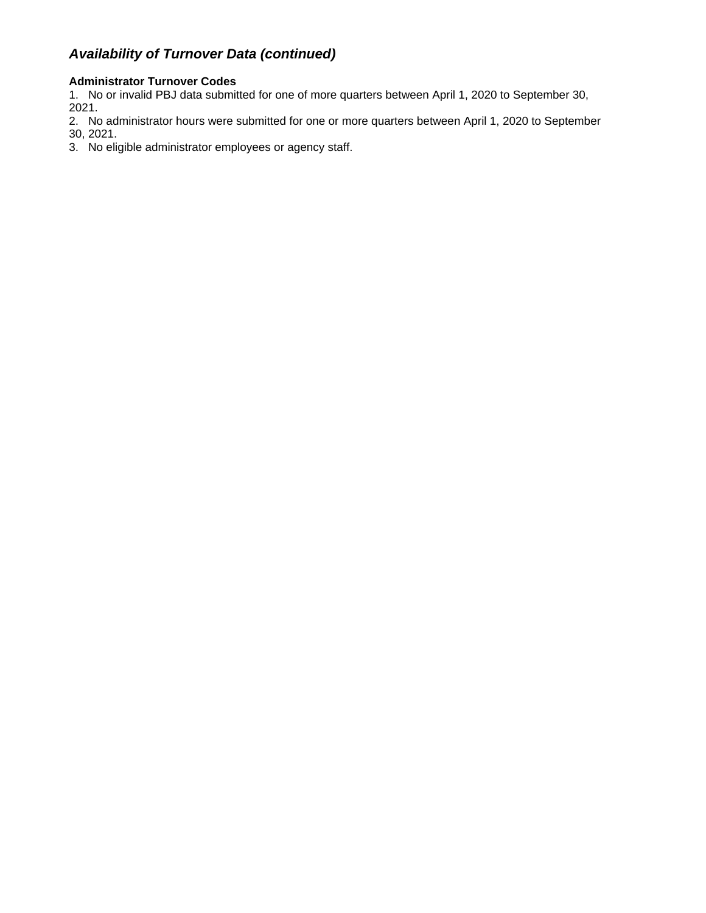## *Availability of Turnover Data (continued)*

**Administrator Turnover Codes**

1. No or invalid PBJ data submitted for one of more quarters between April 1, 2020 to September 30, 2021.
2. No administrator hours were submitted for one or more quarters between April 1, 2020 to September 30, 2021.
3. No eligible administrator employees or agency staff.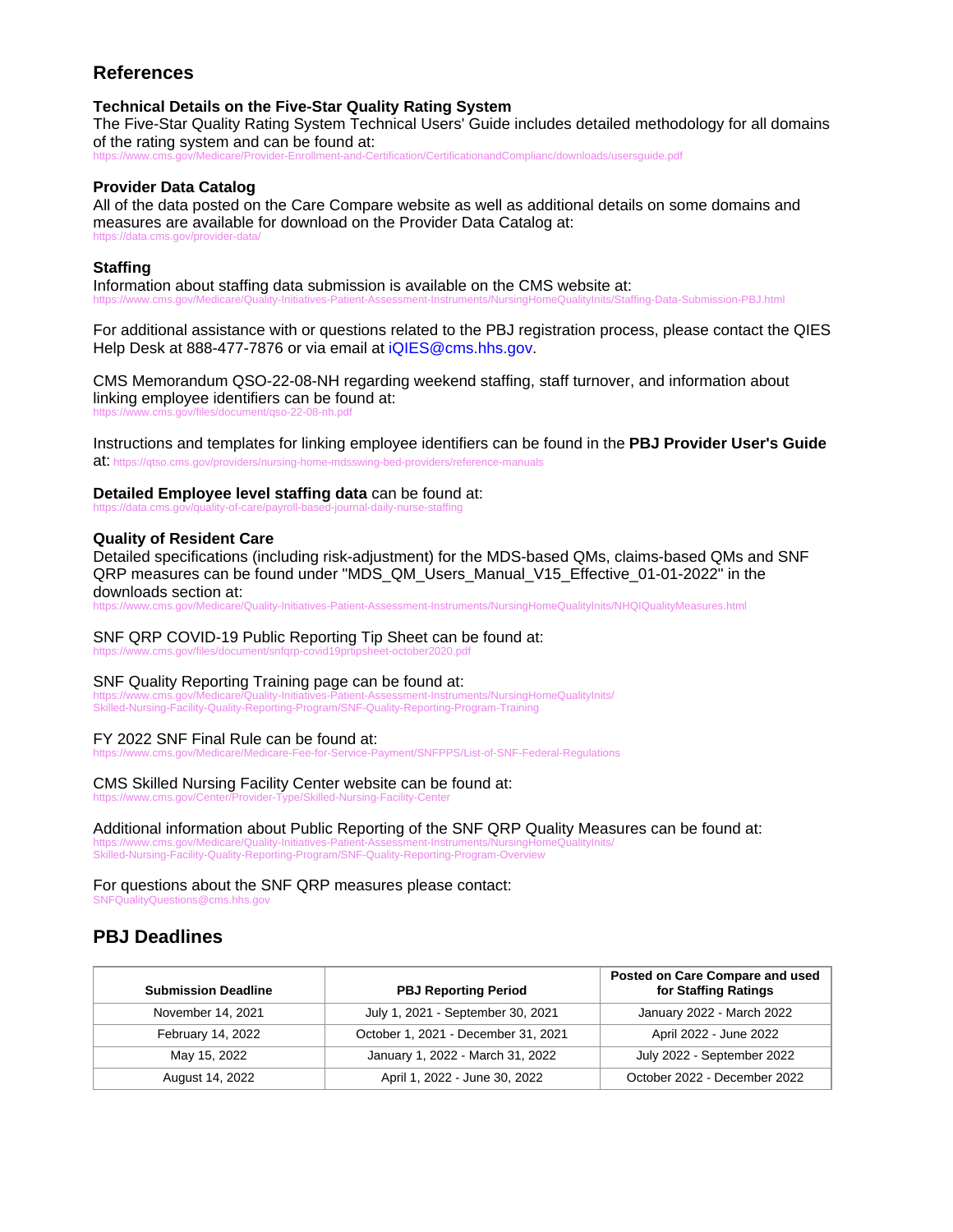## References

**Technical Details on the Five-Star Quality Rating System**
The Five-Star Quality Rating System Technical Users' Guide includes detailed methodology for all domains of the rating system and can be found at:
https://www.cms.gov/Medicare/Provider-Enrollment-and-Certification/CertificationandComplianc/downloads/usersguide.pdf

**Provider Data Catalog**
All of the data posted on the Care Compare website as well as additional details on some domains and measures are available for download on the Provider Data Catalog at:
https://data.cms.gov/provider-data/

**Staffing**
Information about staffing data submission is available on the CMS website at:
https://www.cms.gov/Medicare/Quality-Initiatives-Patient-Assessment-Instruments/NursingHomeQualityInits/Staffing-Data-Submission-PBJ.html

For additional assistance with or questions related to the PBJ registration process, please contact the QIES Help Desk at 888-477-7876 or via email at iQIES@cms.hhs.gov.

CMS Memorandum QSO-22-08-NH regarding weekend staffing, staff turnover, and information about linking employee identifiers can be found at:
https://www.cms.gov/files/document/qso-22-08-nh.pdf

Instructions and templates for linking employee identifiers can be found in the **PBJ Provider User's Guide** at: https://qtso.cms.gov/providers/nursing-home-mdsswing-bed-providers/reference-manuals

**Detailed Employee level staffing data** can be found at:
https://data.cms.gov/quality-of-care/payroll-based-journal-daily-nurse-staffing

**Quality of Resident Care**
Detailed specifications (including risk-adjustment) for the MDS-based QMs, claims-based QMs and SNF QRP measures can be found under "MDS_QM_Users_Manual_V15_Effective_01-01-2022" in the downloads section at:
https://www.cms.gov/Medicare/Quality-Initiatives-Patient-Assessment-Instruments/NursingHomeQualityInits/NHQIQualityMeasures.html

SNF QRP COVID-19 Public Reporting Tip Sheet can be found at:
https://www.cms.gov/files/document/snfqrp-covid19prtipsheet-october2020.pdf

SNF Quality Reporting Training page can be found at:
https://www.cms.gov/Medicare/Quality-Initiatives-Patient-Assessment-Instruments/NursingHomeQualityInits/Skilled-Nursing-Facility-Quality-Reporting-Program/SNF-Quality-Reporting-Program-Training

FY 2022 SNF Final Rule can be found at:
https://www.cms.gov/Medicare/Medicare-Fee-for-Service-Payment/SNFPPS/List-of-SNF-Federal-Regulations

CMS Skilled Nursing Facility Center website can be found at:
https://www.cms.gov/Center/Provider-Type/Skilled-Nursing-Facility-Center

Additional information about Public Reporting of the SNF QRP Quality Measures can be found at:
https://www.cms.gov/Medicare/Quality-Initiatives-Patient-Assessment-Instruments/NursingHomeQualityInits/Skilled-Nursing-Facility-Quality-Reporting-Program/SNF-Quality-Reporting-Program-Overview

For questions about the SNF QRP measures please contact:
SNFQualityQuestions@cms.hhs.gov

## PBJ Deadlines

| Submission Deadline | PBJ Reporting Period | Posted on Care Compare and used for Staffing Ratings |
|---|---|---|
| November 14, 2021 | July 1, 2021 - September 30, 2021 | January 2022 - March 2022 |
| February 14, 2022 | October 1, 2021 - December 31, 2021 | April 2022 - June 2022 |
| May 15, 2022 | January 1, 2022 - March 31, 2022 | July 2022 - September 2022 |
| August 14, 2022 | April 1, 2022 - June 30, 2022 | October 2022 - December 2022 |